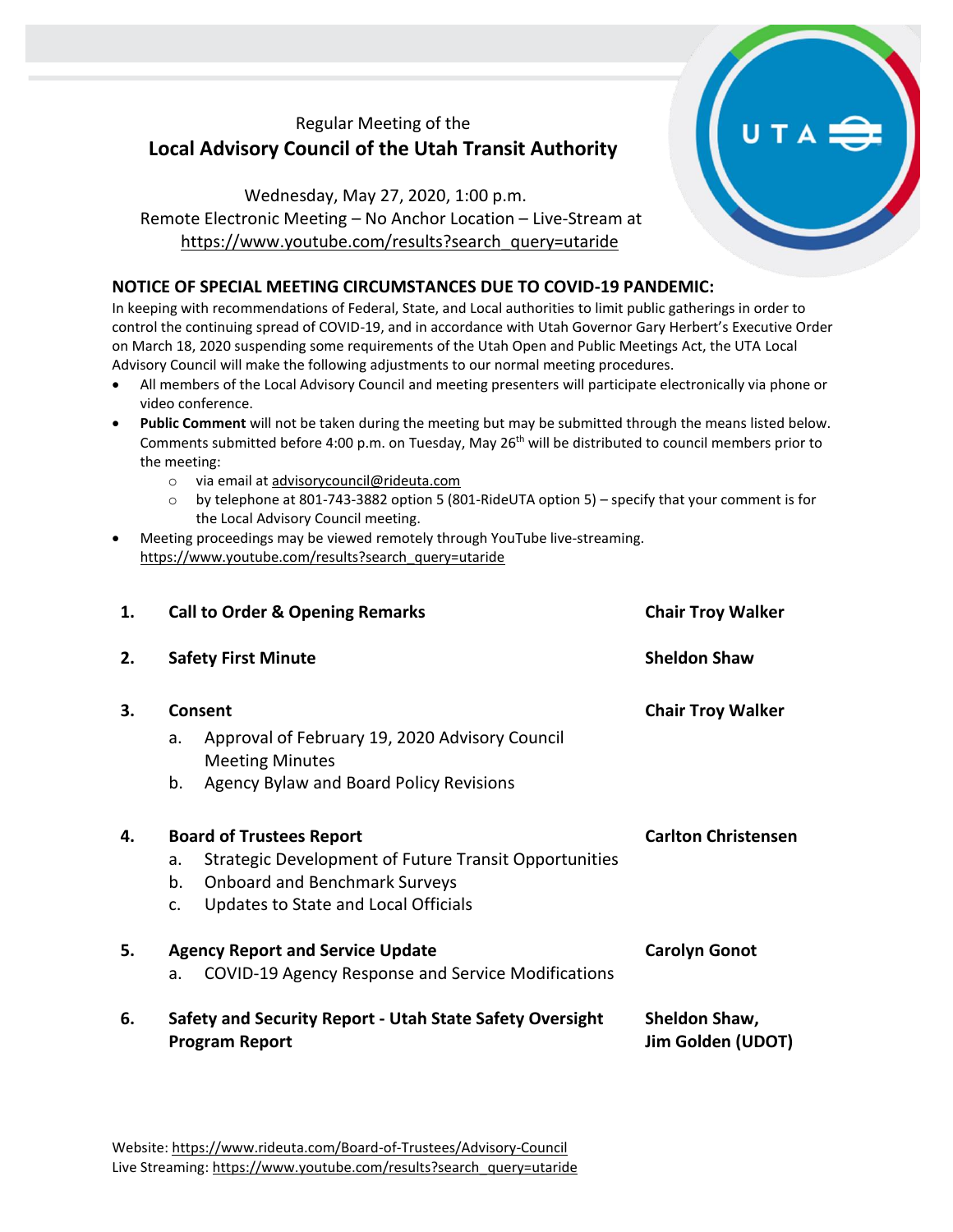Regular Meeting of the

# Local Advisory Council of the Utah Transit Authority

Wednesday, May 27, 2020, 1:00 p.m.
Remote Electronic Meeting – No Anchor Location – Live-Stream at
https://www.youtube.com/results?search_query=utaride

## NOTICE OF SPECIAL MEETING CIRCUMSTANCES DUE TO COVID-19 PANDEMIC:

In keeping with recommendations of Federal, State, and Local authorities to limit public gatherings in order to control the continuing spread of COVID-19, and in accordance with Utah Governor Gary Herbert's Executive Order on March 18, 2020 suspending some requirements of the Utah Open and Public Meetings Act, the UTA Local Advisory Council will make the following adjustments to our normal meeting procedures.

- All members of the Local Advisory Council and meeting presenters will participate electronically via phone or video conference.
- **Public Comment** will not be taken during the meeting but may be submitted through the means listed below. Comments submitted before 4:00 p.m. on Tuesday, May 26th will be distributed to council members prior to the meeting:
  - via email at advisorycouncil@rideuta.com
  - by telephone at 801-743-3882 option 5 (801-RideUTA option 5) – specify that your comment is for the Local Advisory Council meeting.
- Meeting proceedings may be viewed remotely through YouTube live-streaming. https://www.youtube.com/results?search_query=utaride

1. **Call to Order & Opening Remarks** — **Chair Troy Walker**

2. **Safety First Minute** — **Sheldon Shaw**

3. **Consent** — **Chair Troy Walker**
   a. Approval of February 19, 2020 Advisory Council Meeting Minutes
   b. Agency Bylaw and Board Policy Revisions

4. **Board of Trustees Report** — **Carlton Christensen**
   a. Strategic Development of Future Transit Opportunities
   b. Onboard and Benchmark Surveys
   c. Updates to State and Local Officials

5. **Agency Report and Service Update** — **Carolyn Gonot**
   a. COVID-19 Agency Response and Service Modifications

6. **Safety and Security Report - Utah State Safety Oversight Program Report** — **Sheldon Shaw, Jim Golden (UDOT)**

Website: https://www.rideuta.com/Board-of-Trustees/Advisory-Council
Live Streaming: https://www.youtube.com/results?search_query=utaride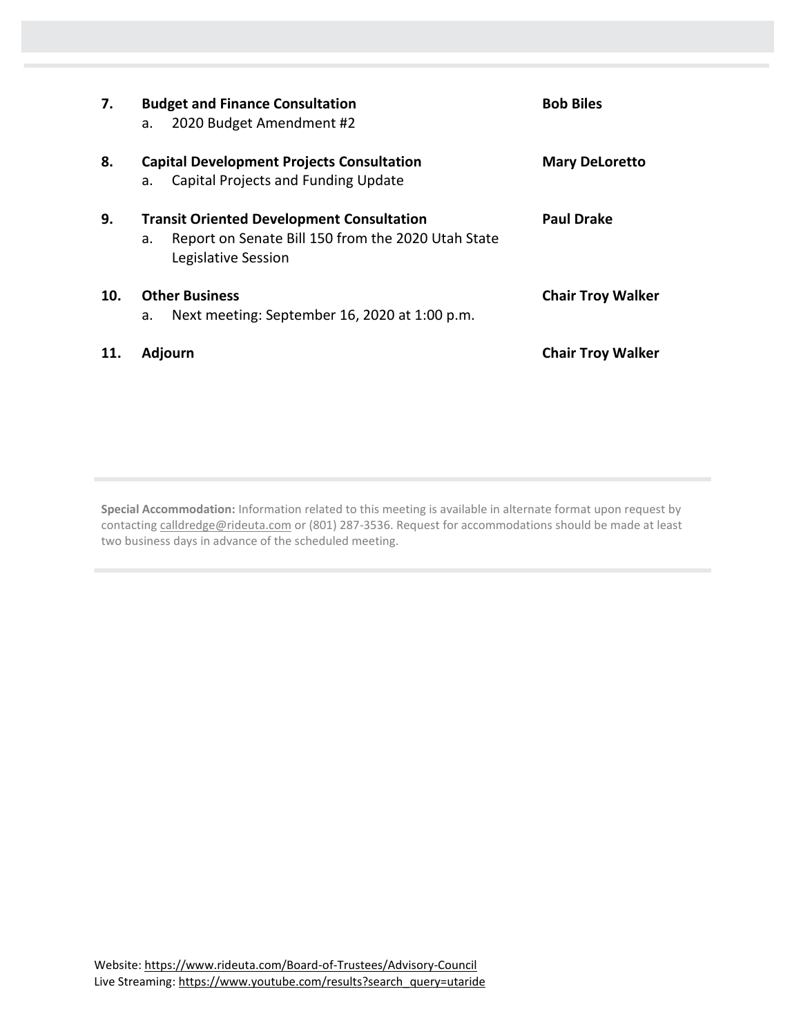| | | |
|---|---|---|
| **7.** | **Budget and Finance Consultation**<br>a. 2020 Budget Amendment #2 | **Bob Biles** |
| **8.** | **Capital Development Projects Consultation**<br>a. Capital Projects and Funding Update | **Mary DeLoretto** |
| **9.** | **Transit Oriented Development Consultation**<br>a. Report on Senate Bill 150 from the 2020 Utah State Legislative Session | **Paul Drake** |
| **10.** | **Other Business**<br>a. Next meeting: September 16, 2020 at 1:00 p.m. | **Chair Troy Walker** |
| **11.** | **Adjourn** | **Chair Troy Walker** |

**Special Accommodation:** Information related to this meeting is available in alternate format upon request by contacting calldredge@rideuta.com or (801) 287-3536. Request for accommodations should be made at least two business days in advance of the scheduled meeting.

Website: https://www.rideuta.com/Board-of-Trustees/Advisory-Council
Live Streaming: https://www.youtube.com/results?search_query=utaride